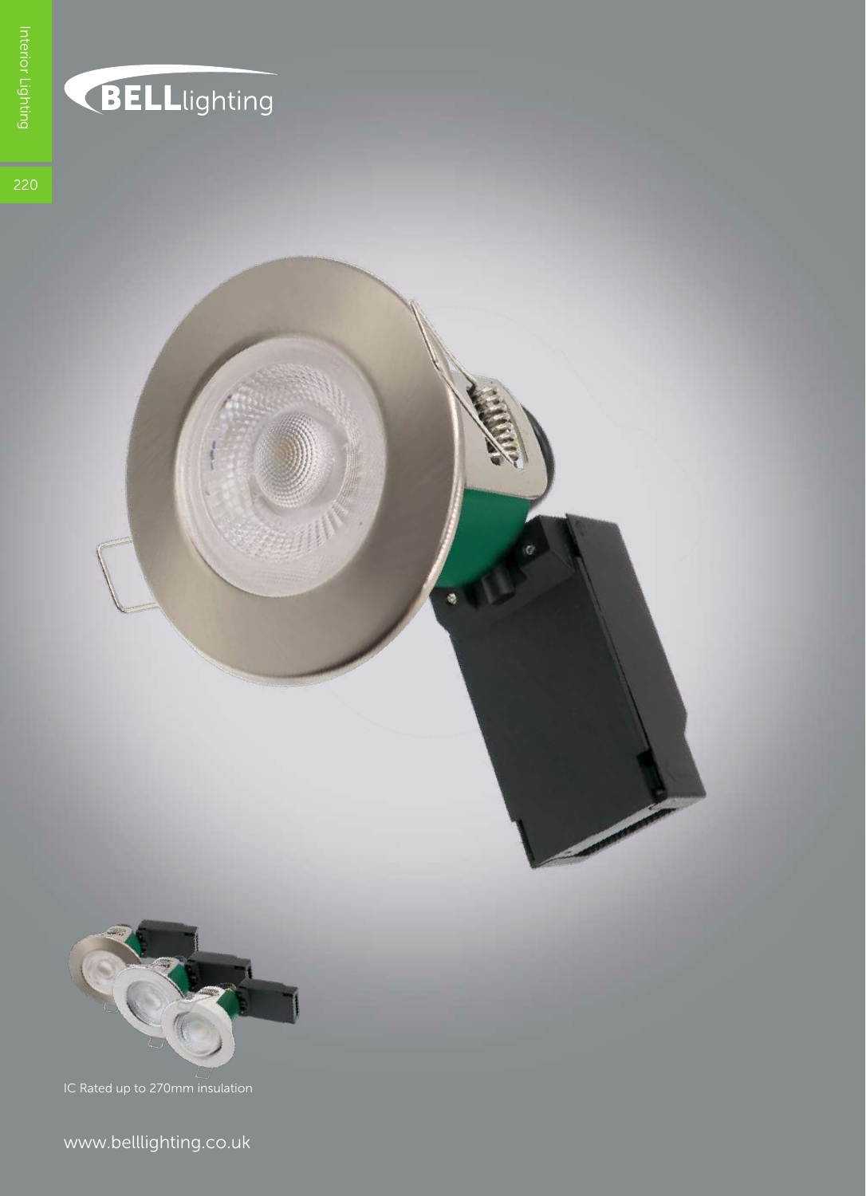BELLlighting

IC Rated up to 270mm insulation

www.belllighting.co.uk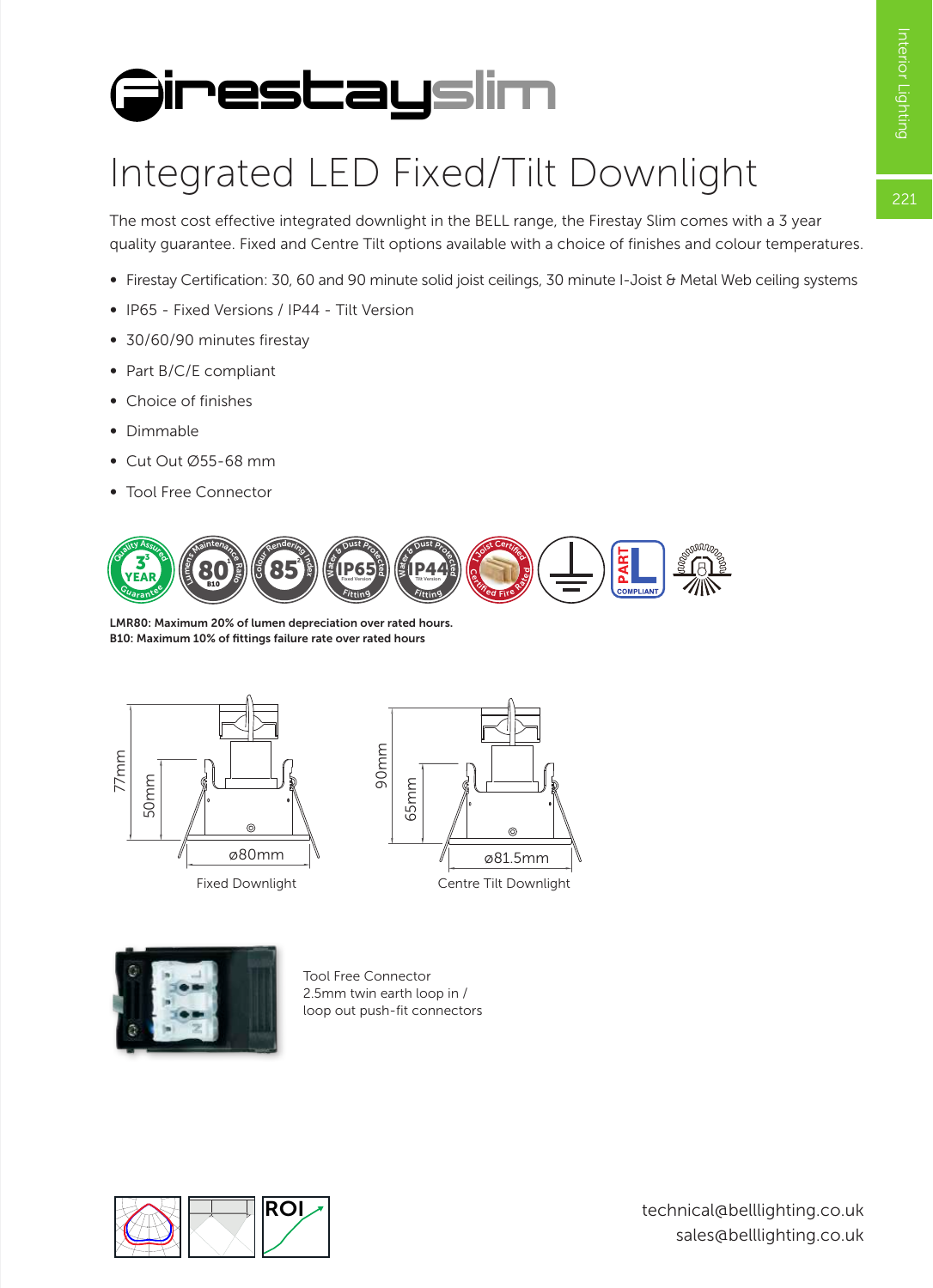# Firestayslim

## Integrated LED Fixed/Tilt Downlight

The most cost effective integrated downlight in the BELL range, the Firestay Slim comes with a 3 year quality guarantee. Fixed and Centre Tilt options available with a choice of finishes and colour temperatures.

- Firestay Certification: 30, 60 and 90 minute solid joist ceilings, 30 minute I-Joist & Metal Web ceiling systems
- IP65 - Fixed Versions / IP44 - Tilt Version
- 30/60/90 minutes firestay
- Part B/C/E compliant
- Choice of finishes
- Dimmable
- Cut Out Ø55-68 mm
- Tool Free Connector

**LMR80: Maximum 20% of lumen depreciation over rated hours.**
**B10: Maximum 10% of fittings failure rate over rated hours**

77mm
50mm
ø80mm
Fixed Downlight

90mm
65mm
ø81.5mm
Centre Tilt Downlight

Tool Free Connector
2.5mm twin earth loop in /
loop out push-fit connectors

technical@belllighting.co.uk
sales@belllighting.co.uk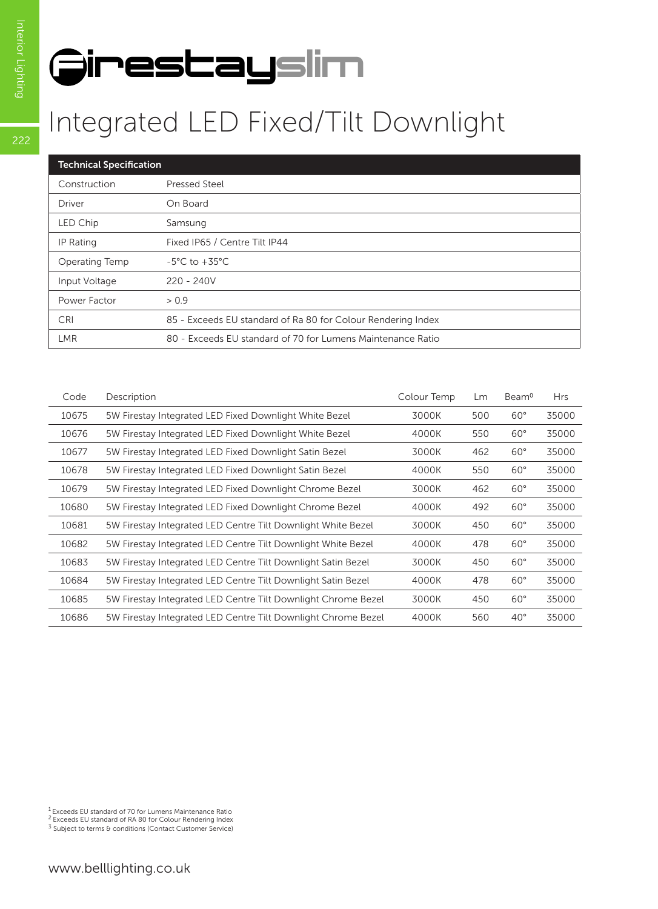# Firestayslim

## Integrated LED Fixed/Tilt Downlight

| Technical Specification | |
|---|---|
| Construction | Pressed Steel |
| Driver | On Board |
| LED Chip | Samsung |
| IP Rating | Fixed IP65 / Centre Tilt IP44 |
| Operating Temp | -5°C to +35°C |
| Input Voltage | 220 - 240V |
| Power Factor | > 0.9 |
| CRI | 85 - Exceeds EU standard of Ra 80 for Colour Rendering Index |
| LMR | 80 - Exceeds EU standard of 70 for Lumens Maintenance Ratio |

| Code | Description | Colour Temp | Lm | Beam⁰ | Hrs |
|---|---|---|---|---|---|
| 10675 | 5W Firestay Integrated LED Fixed Downlight White Bezel | 3000K | 500 | 60° | 35000 |
| 10676 | 5W Firestay Integrated LED Fixed Downlight White Bezel | 4000K | 550 | 60° | 35000 |
| 10677 | 5W Firestay Integrated LED Fixed Downlight Satin Bezel | 3000K | 462 | 60° | 35000 |
| 10678 | 5W Firestay Integrated LED Fixed Downlight Satin Bezel | 4000K | 550 | 60° | 35000 |
| 10679 | 5W Firestay Integrated LED Fixed Downlight Chrome Bezel | 3000K | 462 | 60° | 35000 |
| 10680 | 5W Firestay Integrated LED Fixed Downlight Chrome Bezel | 4000K | 492 | 60° | 35000 |
| 10681 | 5W Firestay Integrated LED Centre Tilt Downlight White Bezel | 3000K | 450 | 60° | 35000 |
| 10682 | 5W Firestay Integrated LED Centre Tilt Downlight White Bezel | 4000K | 478 | 60° | 35000 |
| 10683 | 5W Firestay Integrated LED Centre Tilt Downlight Satin Bezel | 3000K | 450 | 60° | 35000 |
| 10684 | 5W Firestay Integrated LED Centre Tilt Downlight Satin Bezel | 4000K | 478 | 60° | 35000 |
| 10685 | 5W Firestay Integrated LED Centre Tilt Downlight Chrome Bezel | 3000K | 450 | 60° | 35000 |
| 10686 | 5W Firestay Integrated LED Centre Tilt Downlight Chrome Bezel | 4000K | 560 | 40° | 35000 |

[1] Exceeds EU standard of 70 for Lumens Maintenance Ratio
[2] Exceeds EU standard of RA 80 for Colour Rendering Index
[3] Subject to terms & conditions (Contact Customer Service)

www.belllighting.co.uk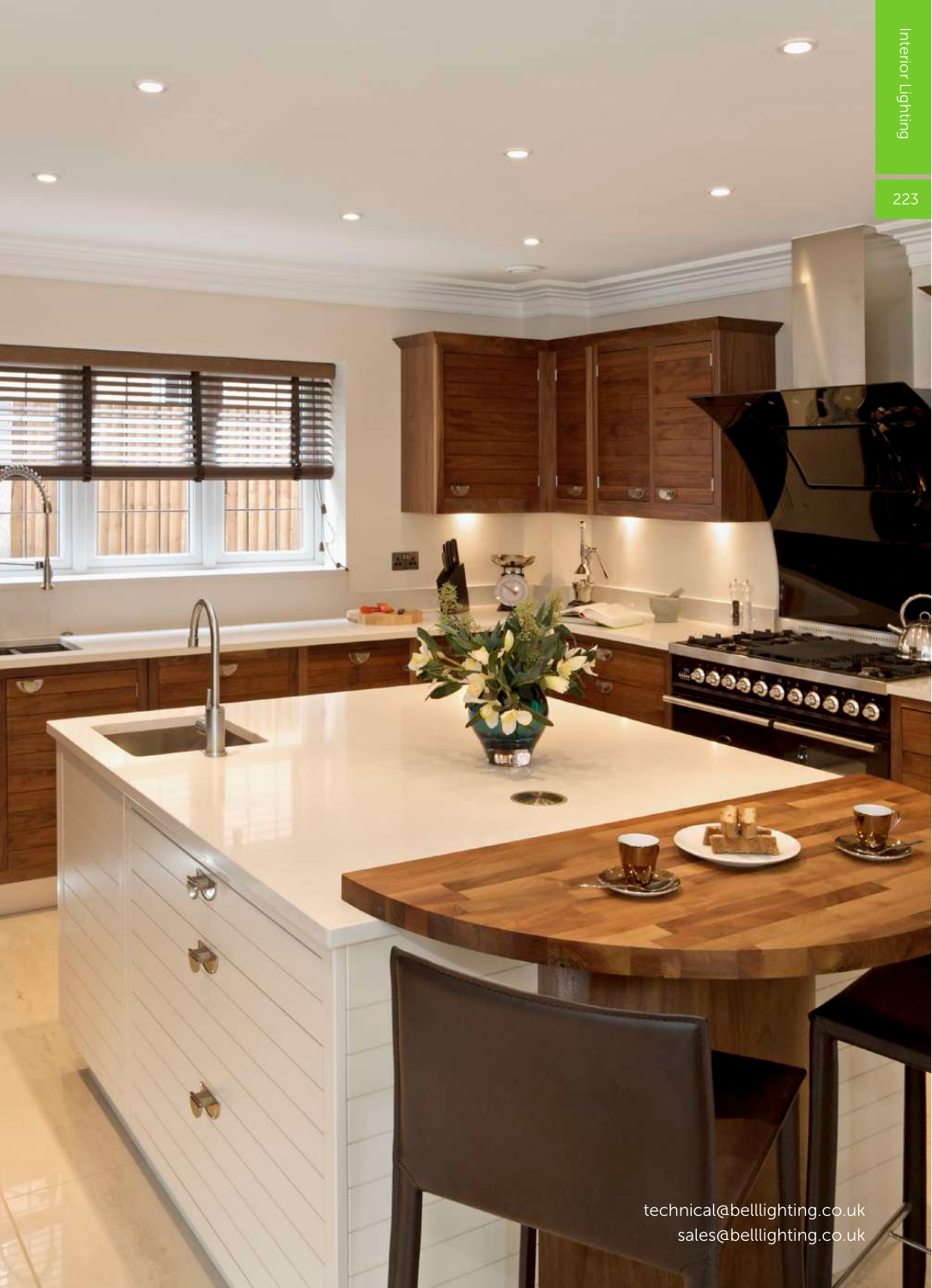technical@belllighting.co.uk
sales@belllighting.co.uk